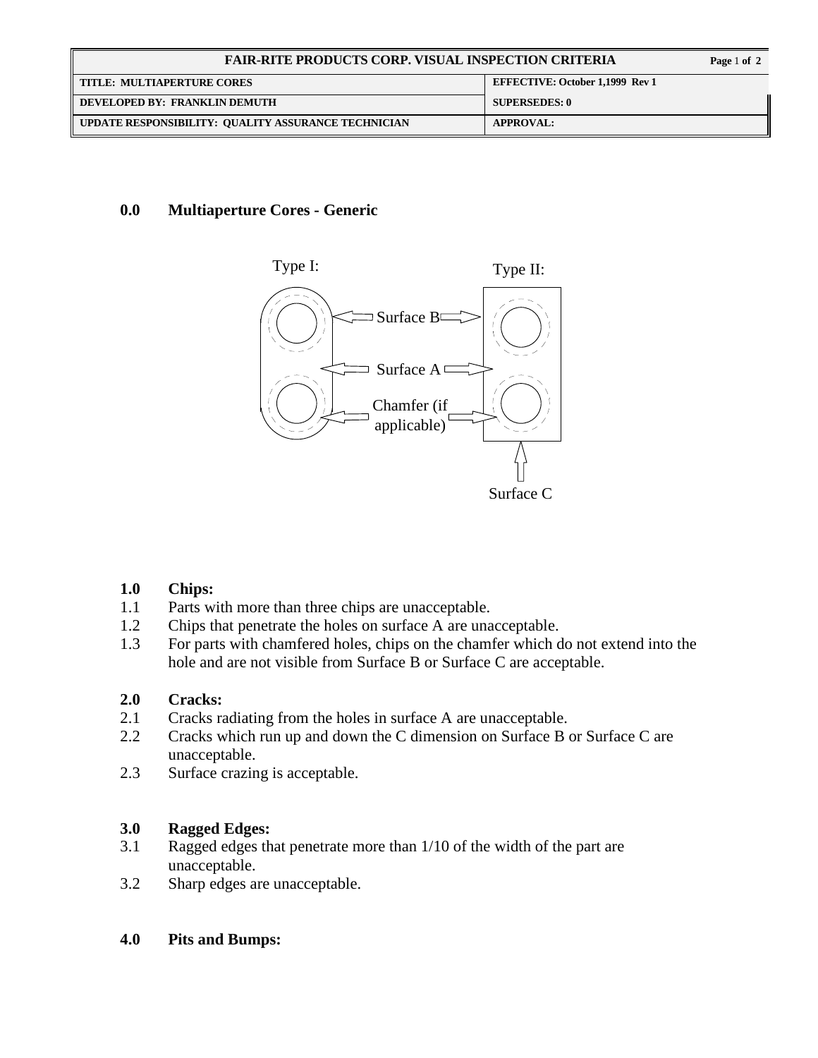| FAIR-RITE PRODUCTS CORP. VISUAL INSPECTION CRITERIA | |
|---|---|
| TITLE: MULTIAPERTURE CORES | EFFECTIVE: October 1,1999 Rev 1 |
| DEVELOPED BY: FRANKLIN DEMUTH | SUPERSEDES: 0 |
| UPDATE RESPONSIBILITY: QUALITY ASSURANCE TECHNICIAN | APPROVAL: |

## 0.0 Multiaperture Cores - Generic

Type I: Type II:

Surface B

Surface A

Chamfer (if applicable)

Surface C

## 1.0 Chips:

1.1 Parts with more than three chips are unacceptable.

1.2 Chips that penetrate the holes on surface A are unacceptable.

1.3 For parts with chamfered holes, chips on the chamfer which do not extend into the hole and are not visible from Surface B or Surface C are acceptable.

## 2.0 Cracks:

2.1 Cracks radiating from the holes in surface A are unacceptable.

2.2 Cracks which run up and down the C dimension on Surface B or Surface C are unacceptable.

2.3 Surface crazing is acceptable.

## 3.0 Ragged Edges:

3.1 Ragged edges that penetrate more than 1/10 of the width of the part are unacceptable.

3.2 Sharp edges are unacceptable.

## 4.0 Pits and Bumps: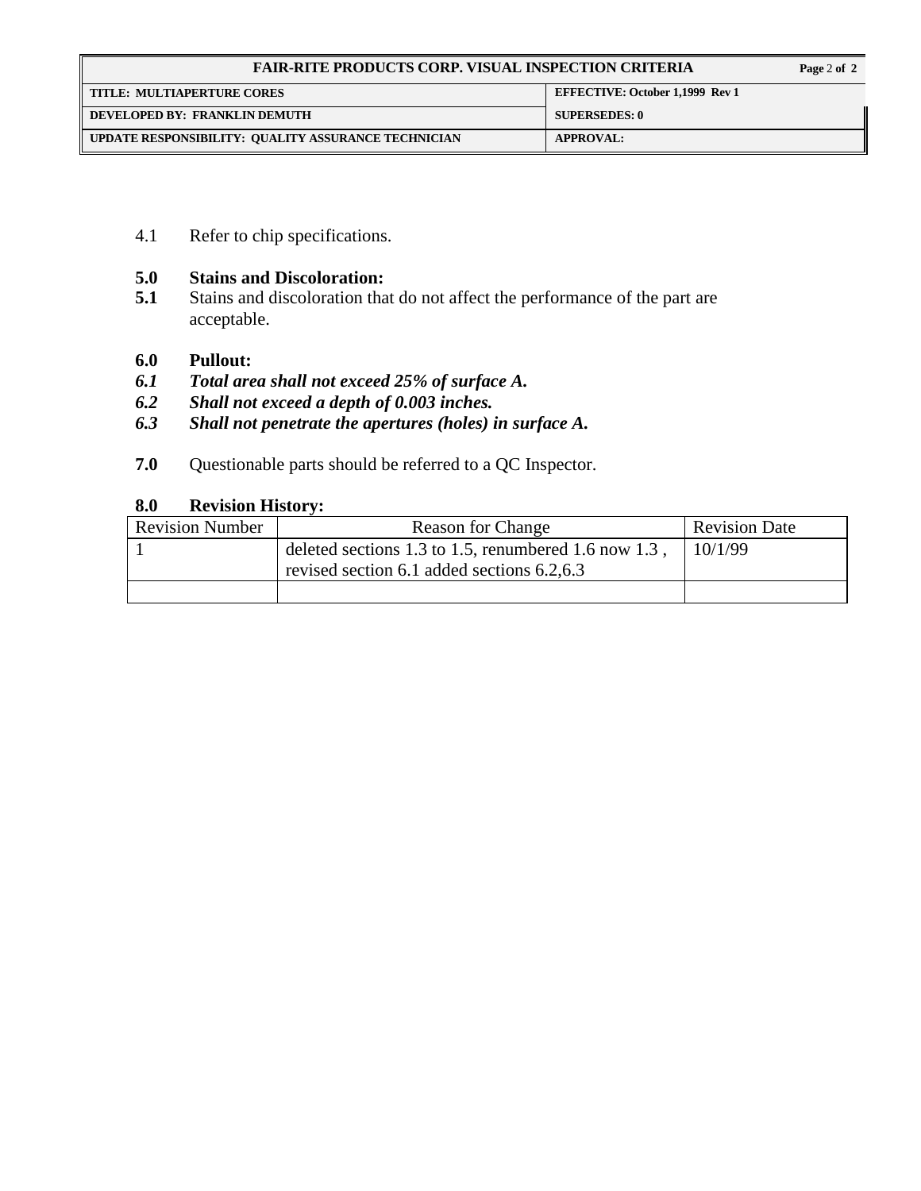4.1 Refer to chip specifications.

**5.0 Stains and Discoloration:**

**5.1** Stains and discoloration that do not affect the performance of the part are acceptable.

**6.0 Pullout:**

***6.1 Total area shall not exceed 25% of surface A.***

***6.2 Shall not exceed a depth of 0.003 inches.***

***6.3 Shall not penetrate the apertures (holes) in surface A.***

**7.0** Questionable parts should be referred to a QC Inspector.

**8.0 Revision History:**

| Revision Number | Reason for Change | Revision Date |
|---|---|---|
| 1 | deleted sections 1.3 to 1.5, renumbered 1.6 now 1.3 , revised section 6.1 added sections 6.2,6.3 | 10/1/99 |
| | | |